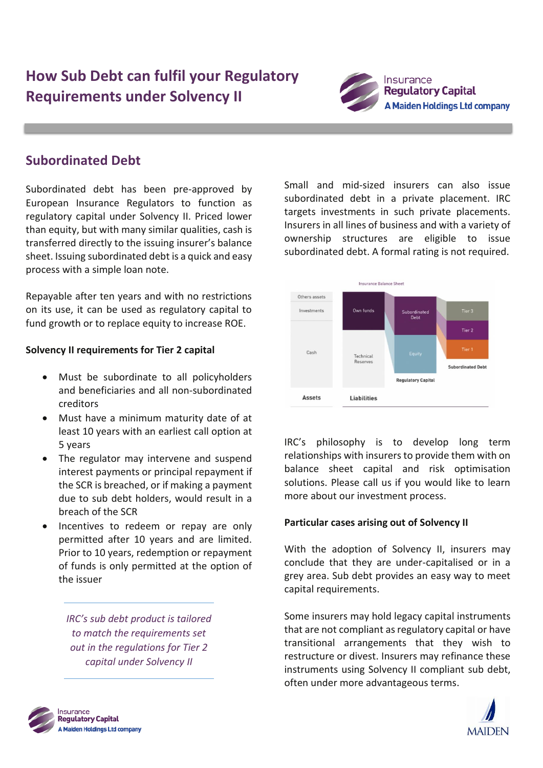# How Sub Debt can fulfil your Regulatory Requirements under Solvency II

## Subordinated Debt

Subordinated debt has been pre-approved by European Insurance Regulators to function as regulatory capital under Solvency II. Priced lower than equity, but with many similar qualities, cash is transferred directly to the issuing insurer's balance sheet. Issuing subordinated debt is a quick and easy process with a simple loan note.

Repayable after ten years and with no restrictions on its use, it can be used as regulatory capital to fund growth or to replace equity to increase ROE.

**Solvency II requirements for Tier 2 capital**

- Must be subordinate to all policyholders and beneficiaries and all non-subordinated creditors
- Must have a minimum maturity date of at least 10 years with an earliest call option at 5 years
- The regulator may intervene and suspend interest payments or principal repayment if the SCR is breached, or if making a payment due to sub debt holders, would result in a breach of the SCR
- Incentives to redeem or repay are only permitted after 10 years and are limited. Prior to 10 years, redemption or repayment of funds is only permitted at the option of the issuer

*IRC's sub debt product is tailored to match the requirements set out in the regulations for Tier 2 capital under Solvency II*

Small and mid-sized insurers can also issue subordinated debt in a private placement. IRC targets investments in such private placements. Insurers in all lines of business and with a variety of ownership structures are eligible to issue subordinated debt. A formal rating is not required.

Insurance Balance Sheet

Others assets
Investments
Cash
Own funds
Technical Reserves
Subordinated Debt
Equity
Regulatory Capital
Tier 3
Tier 2
Tier 1
Subordinated Debt
Assets
Liabilities

IRC's philosophy is to develop long term relationships with insurers to provide them with on balance sheet capital and risk optimisation solutions. Please call us if you would like to learn more about our investment process.

**Particular cases arising out of Solvency II**

With the adoption of Solvency II, insurers may conclude that they are under-capitalised or in a grey area. Sub debt provides an easy way to meet capital requirements.

Some insurers may hold legacy capital instruments that are not compliant as regulatory capital or have transitional arrangements that they wish to restructure or divest. Insurers may refinance these instruments using Solvency II compliant sub debt, often under more advantageous terms.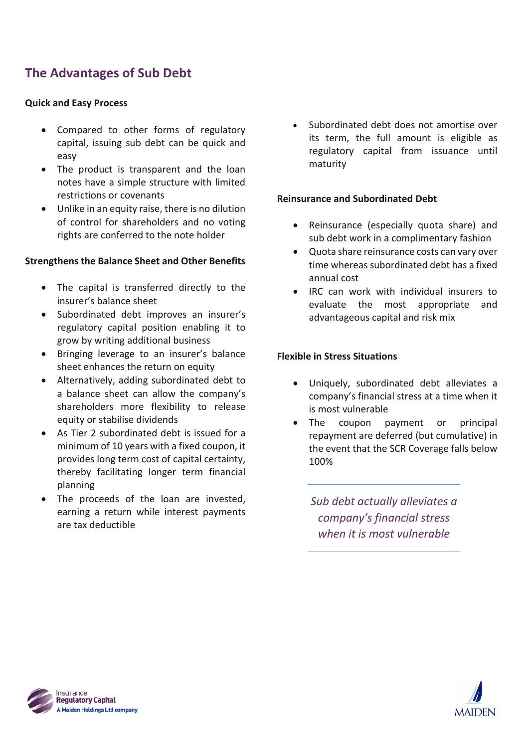## The Advantages of Sub Debt

### Quick and Easy Process

- Compared to other forms of regulatory capital, issuing sub debt can be quick and easy
- The product is transparent and the loan notes have a simple structure with limited restrictions or covenants
- Unlike in an equity raise, there is no dilution of control for shareholders and no voting rights are conferred to the note holder

### Strengthens the Balance Sheet and Other Benefits

- The capital is transferred directly to the insurer's balance sheet
- Subordinated debt improves an insurer's regulatory capital position enabling it to grow by writing additional business
- Bringing leverage to an insurer's balance sheet enhances the return on equity
- Alternatively, adding subordinated debt to a balance sheet can allow the company's shareholders more flexibility to release equity or stabilise dividends
- As Tier 2 subordinated debt is issued for a minimum of 10 years with a fixed coupon, it provides long term cost of capital certainty, thereby facilitating longer term financial planning
- The proceeds of the loan are invested, earning a return while interest payments are tax deductible
- Subordinated debt does not amortise over its term, the full amount is eligible as regulatory capital from issuance until maturity

### Reinsurance and Subordinated Debt

- Reinsurance (especially quota share) and sub debt work in a complimentary fashion
- Quota share reinsurance costs can vary over time whereas subordinated debt has a fixed annual cost
- IRC can work with individual insurers to evaluate the most appropriate and advantageous capital and risk mix

### Flexible in Stress Situations

- Uniquely, subordinated debt alleviates a company's financial stress at a time when it is most vulnerable
- The coupon payment or principal repayment are deferred (but cumulative) in the event that the SCR Coverage falls below 100%

*Sub debt actually alleviates a company's financial stress when it is most vulnerable*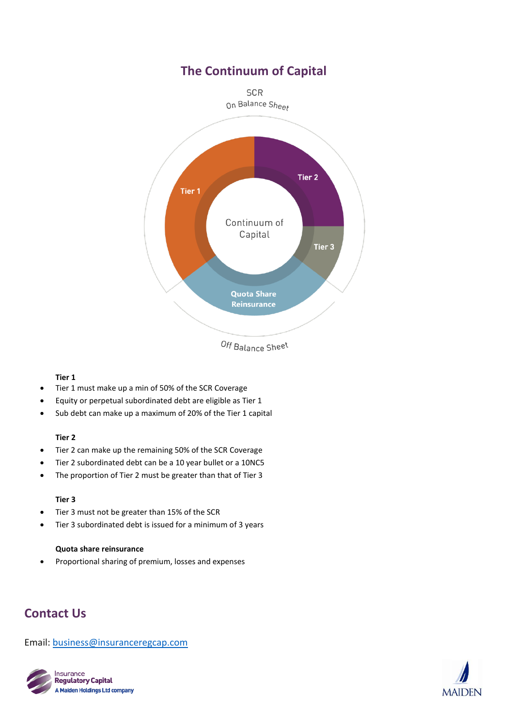## The Continuum of Capital

SCR

On Balance Sheet

Tier 1

Tier 2

Continuum of Capital

Tier 3

Quota Share Reinsurance

Off Balance Sheet

**Tier 1**

- Tier 1 must make up a min of 50% of the SCR Coverage
- Equity or perpetual subordinated debt are eligible as Tier 1
- Sub debt can make up a maximum of 20% of the Tier 1 capital

**Tier 2**

- Tier 2 can make up the remaining 50% of the SCR Coverage
- Tier 2 subordinated debt can be a 10 year bullet or a 10NC5
- The proportion of Tier 2 must be greater than that of Tier 3

**Tier 3**

- Tier 3 must not be greater than 15% of the SCR
- Tier 3 subordinated debt is issued for a minimum of 3 years

**Quota share reinsurance**

- Proportional sharing of premium, losses and expenses

## Contact Us

Email: business@insuranceregcap.com

Insurance Regulatory Capital
A Maiden Holdings Ltd company

MAIDEN